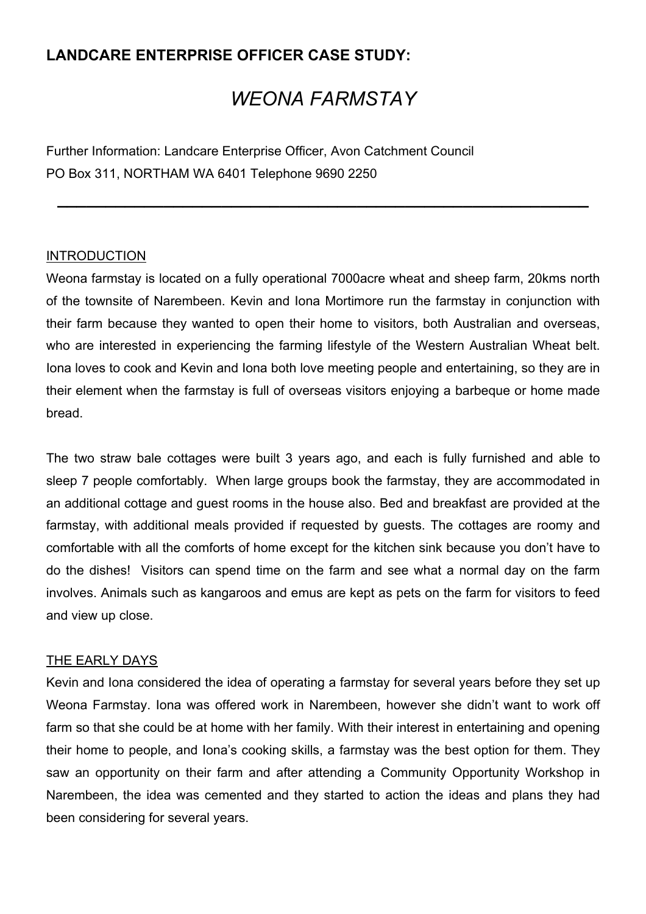## LANDCARE ENTERPRISE OFFICER CASE STUDY:

# *WEONA FARMSTAY*

Further Information: Landcare Enterprise Officer, Avon Catchment Council
PO Box 311, NORTHAM WA 6401 Telephone 9690 2250

---

### INTRODUCTION

Weona farmstay is located on a fully operational 7000acre wheat and sheep farm, 20kms north of the townsite of Narembeen. Kevin and Iona Mortimore run the farmstay in conjunction with their farm because they wanted to open their home to visitors, both Australian and overseas, who are interested in experiencing the farming lifestyle of the Western Australian Wheat belt. Iona loves to cook and Kevin and Iona both love meeting people and entertaining, so they are in their element when the farmstay is full of overseas visitors enjoying a barbeque or home made bread.

The two straw bale cottages were built 3 years ago, and each is fully furnished and able to sleep 7 people comfortably. When large groups book the farmstay, they are accommodated in an additional cottage and guest rooms in the house also. Bed and breakfast are provided at the farmstay, with additional meals provided if requested by guests. The cottages are roomy and comfortable with all the comforts of home except for the kitchen sink because you don't have to do the dishes! Visitors can spend time on the farm and see what a normal day on the farm involves. Animals such as kangaroos and emus are kept as pets on the farm for visitors to feed and view up close.

### THE EARLY DAYS

Kevin and Iona considered the idea of operating a farmstay for several years before they set up Weona Farmstay. Iona was offered work in Narembeen, however she didn't want to work off farm so that she could be at home with her family. With their interest in entertaining and opening their home to people, and Iona's cooking skills, a farmstay was the best option for them. They saw an opportunity on their farm and after attending a Community Opportunity Workshop in Narembeen, the idea was cemented and they started to action the ideas and plans they had been considering for several years.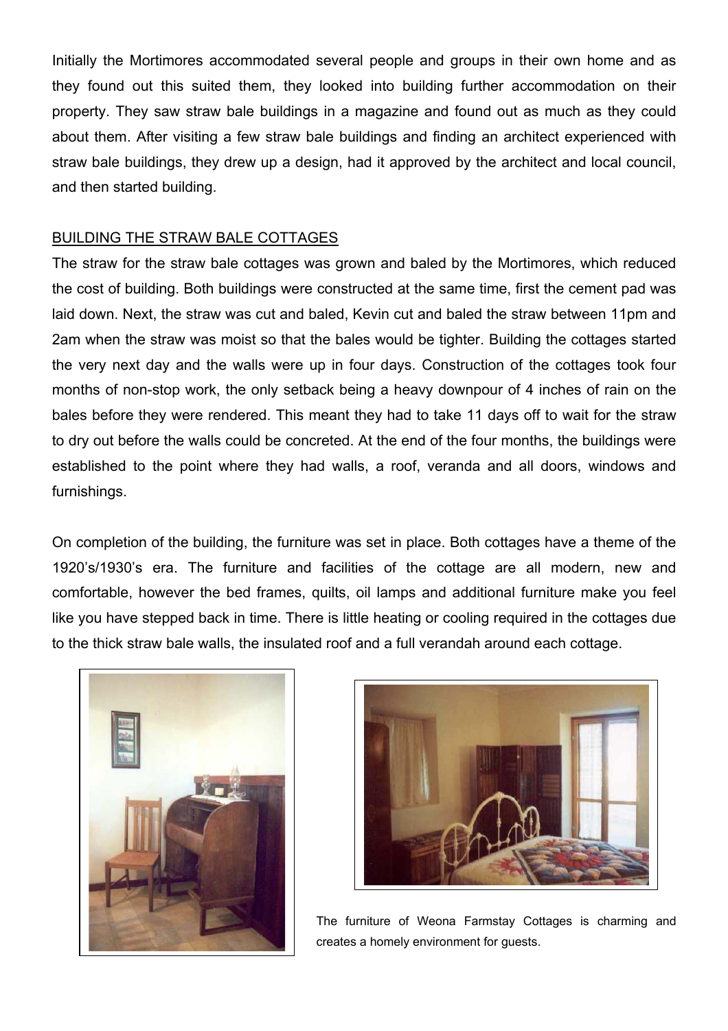Initially the Mortimores accommodated several people and groups in their own home and as they found out this suited them, they looked into building further accommodation on their property. They saw straw bale buildings in a magazine and found out as much as they could about them. After visiting a few straw bale buildings and finding an architect experienced with straw bale buildings, they drew up a design, had it approved by the architect and local council, and then started building.

## BUILDING THE STRAW BALE COTTAGES

The straw for the straw bale cottages was grown and baled by the Mortimores, which reduced the cost of building. Both buildings were constructed at the same time, first the cement pad was laid down. Next, the straw was cut and baled, Kevin cut and baled the straw between 11pm and 2am when the straw was moist so that the bales would be tighter. Building the cottages started the very next day and the walls were up in four days. Construction of the cottages took four months of non-stop work, the only setback being a heavy downpour of 4 inches of rain on the bales before they were rendered. This meant they had to take 11 days off to wait for the straw to dry out before the walls could be concreted. At the end of the four months, the buildings were established to the point where they had walls, a roof, veranda and all doors, windows and furnishings.

On completion of the building, the furniture was set in place. Both cottages have a theme of the 1920's/1930's era. The furniture and facilities of the cottage are all modern, new and comfortable, however the bed frames, quilts, oil lamps and additional furniture make you feel like you have stepped back in time. There is little heating or cooling required in the cottages due to the thick straw bale walls, the insulated roof and a full verandah around each cottage.

The furniture of Weona Farmstay Cottages is charming and creates a homely environment for guests.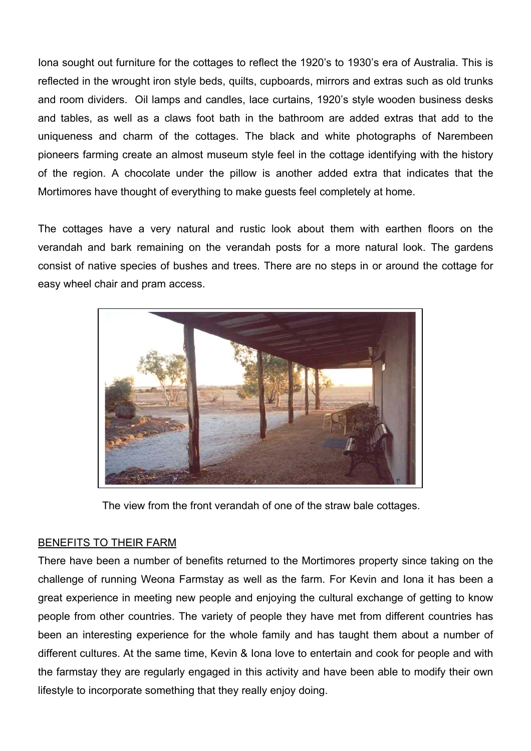Iona sought out furniture for the cottages to reflect the 1920's to 1930's era of Australia. This is reflected in the wrought iron style beds, quilts, cupboards, mirrors and extras such as old trunks and room dividers. Oil lamps and candles, lace curtains, 1920's style wooden business desks and tables, as well as a claws foot bath in the bathroom are added extras that add to the uniqueness and charm of the cottages. The black and white photographs of Narembeen pioneers farming create an almost museum style feel in the cottage identifying with the history of the region. A chocolate under the pillow is another added extra that indicates that the Mortimores have thought of everything to make guests feel completely at home.

The cottages have a very natural and rustic look about them with earthen floors on the verandah and bark remaining on the verandah posts for a more natural look. The gardens consist of native species of bushes and trees. There are no steps in or around the cottage for easy wheel chair and pram access.

The view from the front verandah of one of the straw bale cottages.

## BENEFITS TO THEIR FARM

There have been a number of benefits returned to the Mortimores property since taking on the challenge of running Weona Farmstay as well as the farm. For Kevin and Iona it has been a great experience in meeting new people and enjoying the cultural exchange of getting to know people from other countries. The variety of people they have met from different countries has been an interesting experience for the whole family and has taught them about a number of different cultures. At the same time, Kevin & Iona love to entertain and cook for people and with the farmstay they are regularly engaged in this activity and have been able to modify their own lifestyle to incorporate something that they really enjoy doing.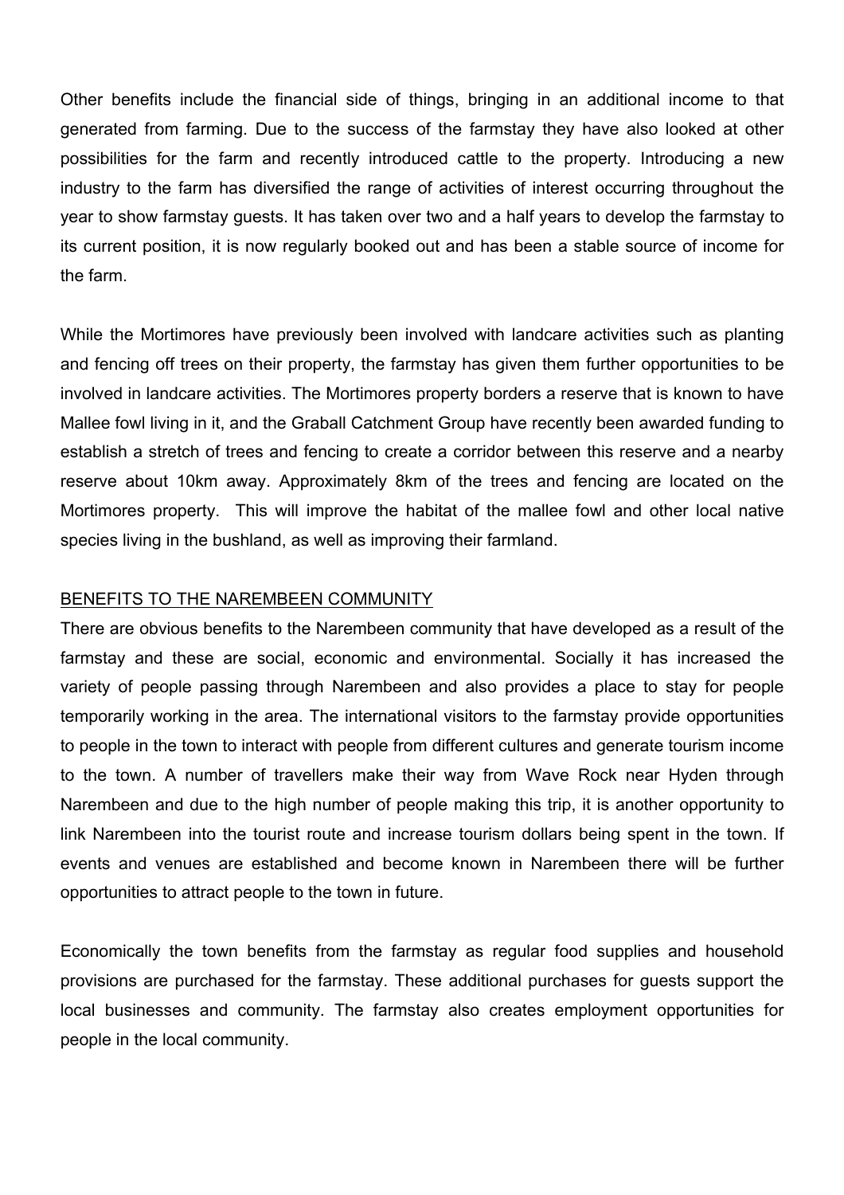Other benefits include the financial side of things, bringing in an additional income to that generated from farming. Due to the success of the farmstay they have also looked at other possibilities for the farm and recently introduced cattle to the property. Introducing a new industry to the farm has diversified the range of activities of interest occurring throughout the year to show farmstay guests. It has taken over two and a half years to develop the farmstay to its current position, it is now regularly booked out and has been a stable source of income for the farm.

While the Mortimores have previously been involved with landcare activities such as planting and fencing off trees on their property, the farmstay has given them further opportunities to be involved in landcare activities. The Mortimores property borders a reserve that is known to have Mallee fowl living in it, and the Graball Catchment Group have recently been awarded funding to establish a stretch of trees and fencing to create a corridor between this reserve and a nearby reserve about 10km away. Approximately 8km of the trees and fencing are located on the Mortimores property. This will improve the habitat of the mallee fowl and other local native species living in the bushland, as well as improving their farmland.

<u>BENEFITS TO THE NAREMBEEN COMMUNITY</u>

There are obvious benefits to the Narembeen community that have developed as a result of the farmstay and these are social, economic and environmental. Socially it has increased the variety of people passing through Narembeen and also provides a place to stay for people temporarily working in the area. The international visitors to the farmstay provide opportunities to people in the town to interact with people from different cultures and generate tourism income to the town. A number of travellers make their way from Wave Rock near Hyden through Narembeen and due to the high number of people making this trip, it is another opportunity to link Narembeen into the tourist route and increase tourism dollars being spent in the town. If events and venues are established and become known in Narembeen there will be further opportunities to attract people to the town in future.

Economically the town benefits from the farmstay as regular food supplies and household provisions are purchased for the farmstay. These additional purchases for guests support the local businesses and community. The farmstay also creates employment opportunities for people in the local community.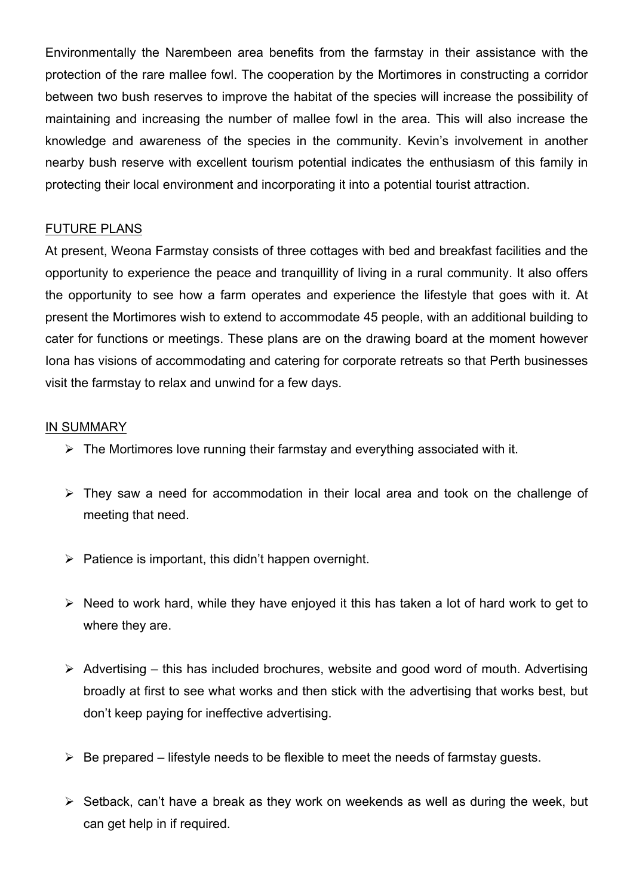Environmentally the Narembeen area benefits from the farmstay in their assistance with the protection of the rare mallee fowl. The cooperation by the Mortimores in constructing a corridor between two bush reserves to improve the habitat of the species will increase the possibility of maintaining and increasing the number of mallee fowl in the area. This will also increase the knowledge and awareness of the species in the community. Kevin's involvement in another nearby bush reserve with excellent tourism potential indicates the enthusiasm of this family in protecting their local environment and incorporating it into a potential tourist attraction.

## FUTURE PLANS

At present, Weona Farmstay consists of three cottages with bed and breakfast facilities and the opportunity to experience the peace and tranquillity of living in a rural community. It also offers the opportunity to see how a farm operates and experience the lifestyle that goes with it. At present the Mortimores wish to extend to accommodate 45 people, with an additional building to cater for functions or meetings. These plans are on the drawing board at the moment however Iona has visions of accommodating and catering for corporate retreats so that Perth businesses visit the farmstay to relax and unwind for a few days.

## IN SUMMARY

- The Mortimores love running their farmstay and everything associated with it.
- They saw a need for accommodation in their local area and took on the challenge of meeting that need.
- Patience is important, this didn't happen overnight.
- Need to work hard, while they have enjoyed it this has taken a lot of hard work to get to where they are.
- Advertising – this has included brochures, website and good word of mouth. Advertising broadly at first to see what works and then stick with the advertising that works best, but don't keep paying for ineffective advertising.
- Be prepared – lifestyle needs to be flexible to meet the needs of farmstay guests.
- Setback, can't have a break as they work on weekends as well as during the week, but can get help in if required.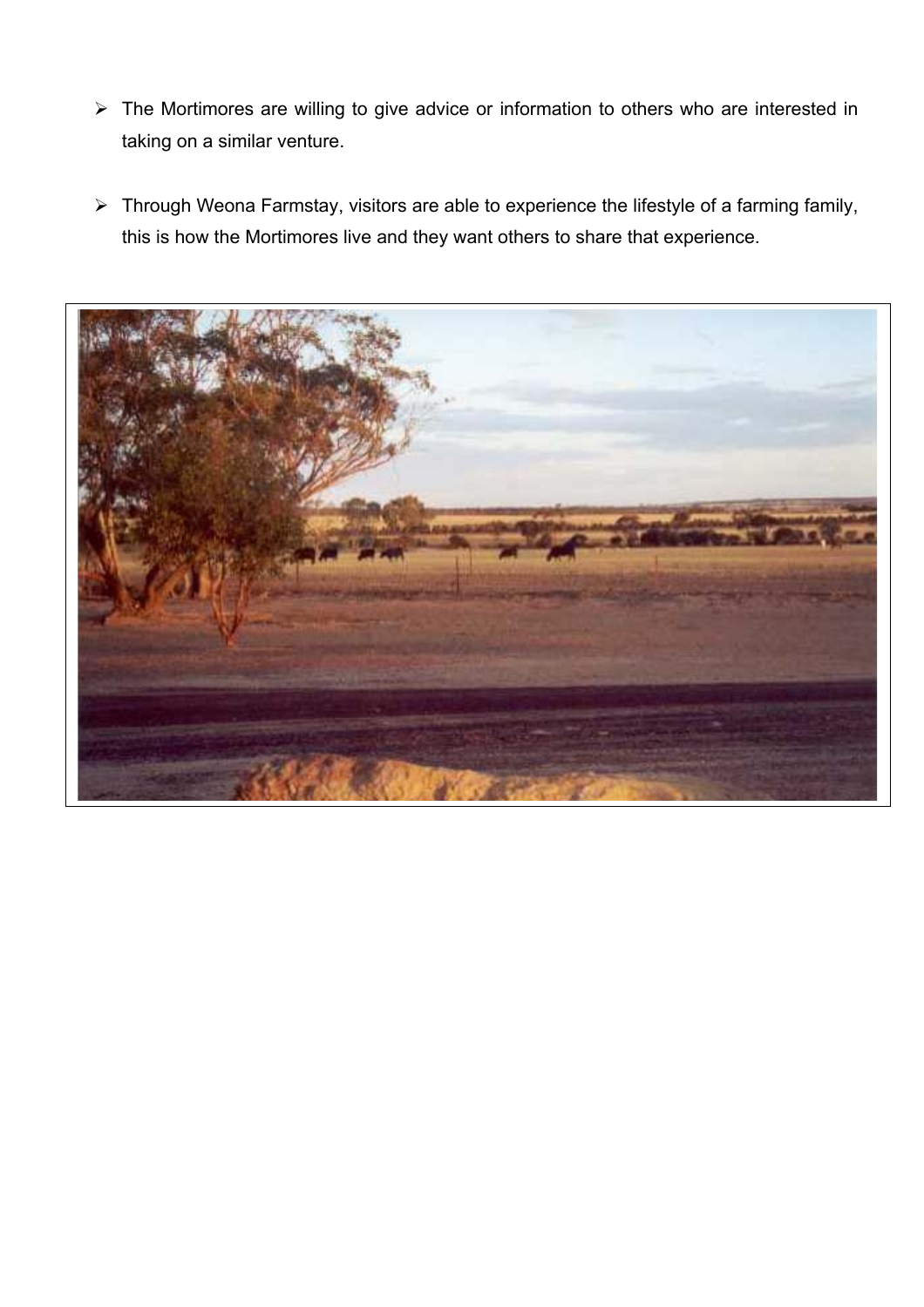- The Mortimores are willing to give advice or information to others who are interested in taking on a similar venture.

- Through Weona Farmstay, visitors are able to experience the lifestyle of a farming family, this is how the Mortimores live and they want others to share that experience.